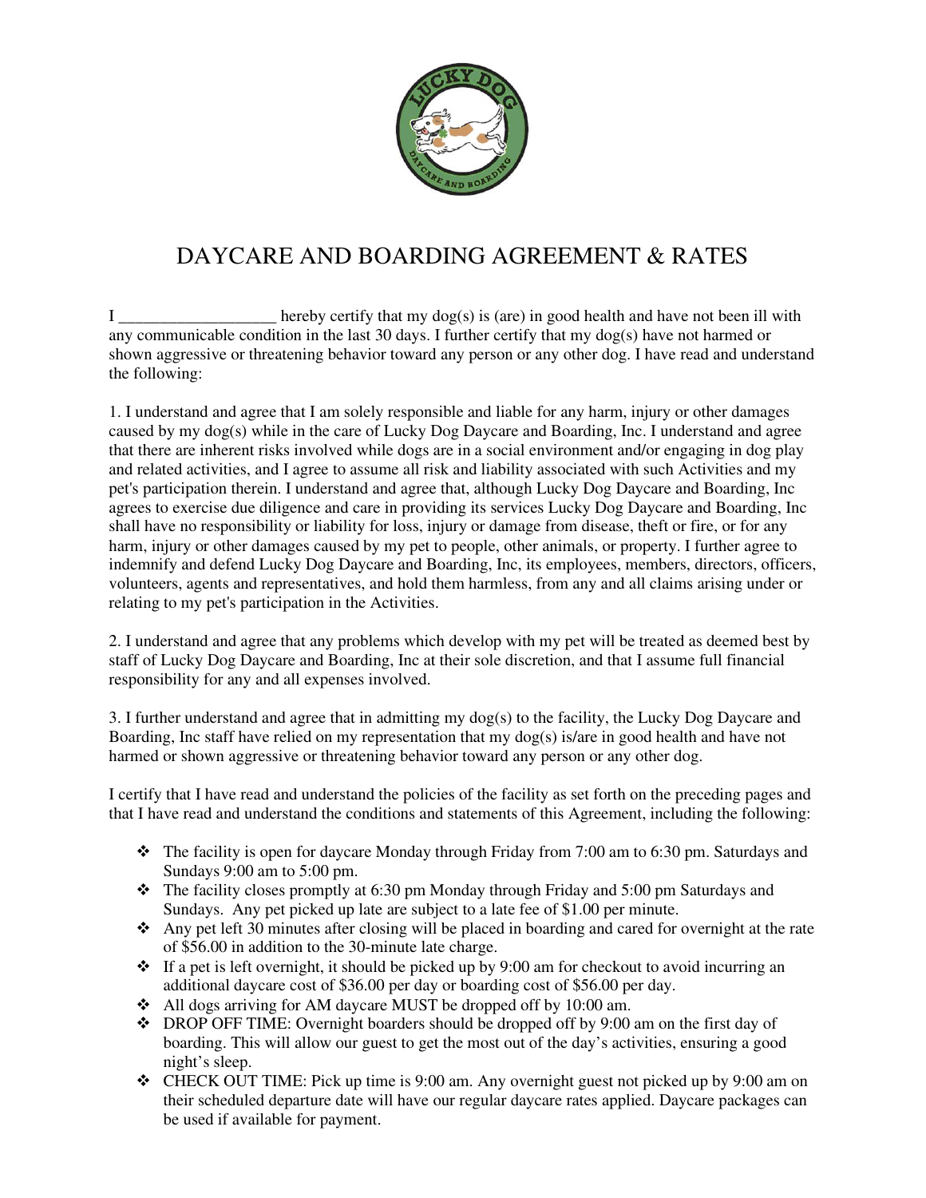# DAYCARE AND BOARDING AGREEMENT & RATES

I ___________________ hereby certify that my dog(s) is (are) in good health and have not been ill with any communicable condition in the last 30 days. I further certify that my dog(s) have not harmed or shown aggressive or threatening behavior toward any person or any other dog. I have read and understand the following:

1. I understand and agree that I am solely responsible and liable for any harm, injury or other damages caused by my dog(s) while in the care of Lucky Dog Daycare and Boarding, Inc. I understand and agree that there are inherent risks involved while dogs are in a social environment and/or engaging in dog play and related activities, and I agree to assume all risk and liability associated with such Activities and my pet's participation therein. I understand and agree that, although Lucky Dog Daycare and Boarding, Inc agrees to exercise due diligence and care in providing its services Lucky Dog Daycare and Boarding, Inc shall have no responsibility or liability for loss, injury or damage from disease, theft or fire, or for any harm, injury or other damages caused by my pet to people, other animals, or property. I further agree to indemnify and defend Lucky Dog Daycare and Boarding, Inc, its employees, members, directors, officers, volunteers, agents and representatives, and hold them harmless, from any and all claims arising under or relating to my pet's participation in the Activities.

2. I understand and agree that any problems which develop with my pet will be treated as deemed best by staff of Lucky Dog Daycare and Boarding, Inc at their sole discretion, and that I assume full financial responsibility for any and all expenses involved.

3. I further understand and agree that in admitting my dog(s) to the facility, the Lucky Dog Daycare and Boarding, Inc staff have relied on my representation that my dog(s) is/are in good health and have not harmed or shown aggressive or threatening behavior toward any person or any other dog.

I certify that I have read and understand the policies of the facility as set forth on the preceding pages and that I have read and understand the conditions and statements of this Agreement, including the following:

- The facility is open for daycare Monday through Friday from 7:00 am to 6:30 pm. Saturdays and Sundays 9:00 am to 5:00 pm.
- The facility closes promptly at 6:30 pm Monday through Friday and 5:00 pm Saturdays and Sundays. Any pet picked up late are subject to a late fee of $1.00 per minute.
- Any pet left 30 minutes after closing will be placed in boarding and cared for overnight at the rate of $56.00 in addition to the 30-minute late charge.
- If a pet is left overnight, it should be picked up by 9:00 am for checkout to avoid incurring an additional daycare cost of $36.00 per day or boarding cost of $56.00 per day.
- All dogs arriving for AM daycare MUST be dropped off by 10:00 am.
- DROP OFF TIME: Overnight boarders should be dropped off by 9:00 am on the first day of boarding. This will allow our guest to get the most out of the day's activities, ensuring a good night's sleep.
- CHECK OUT TIME: Pick up time is 9:00 am. Any overnight guest not picked up by 9:00 am on their scheduled departure date will have our regular daycare rates applied. Daycare packages can be used if available for payment.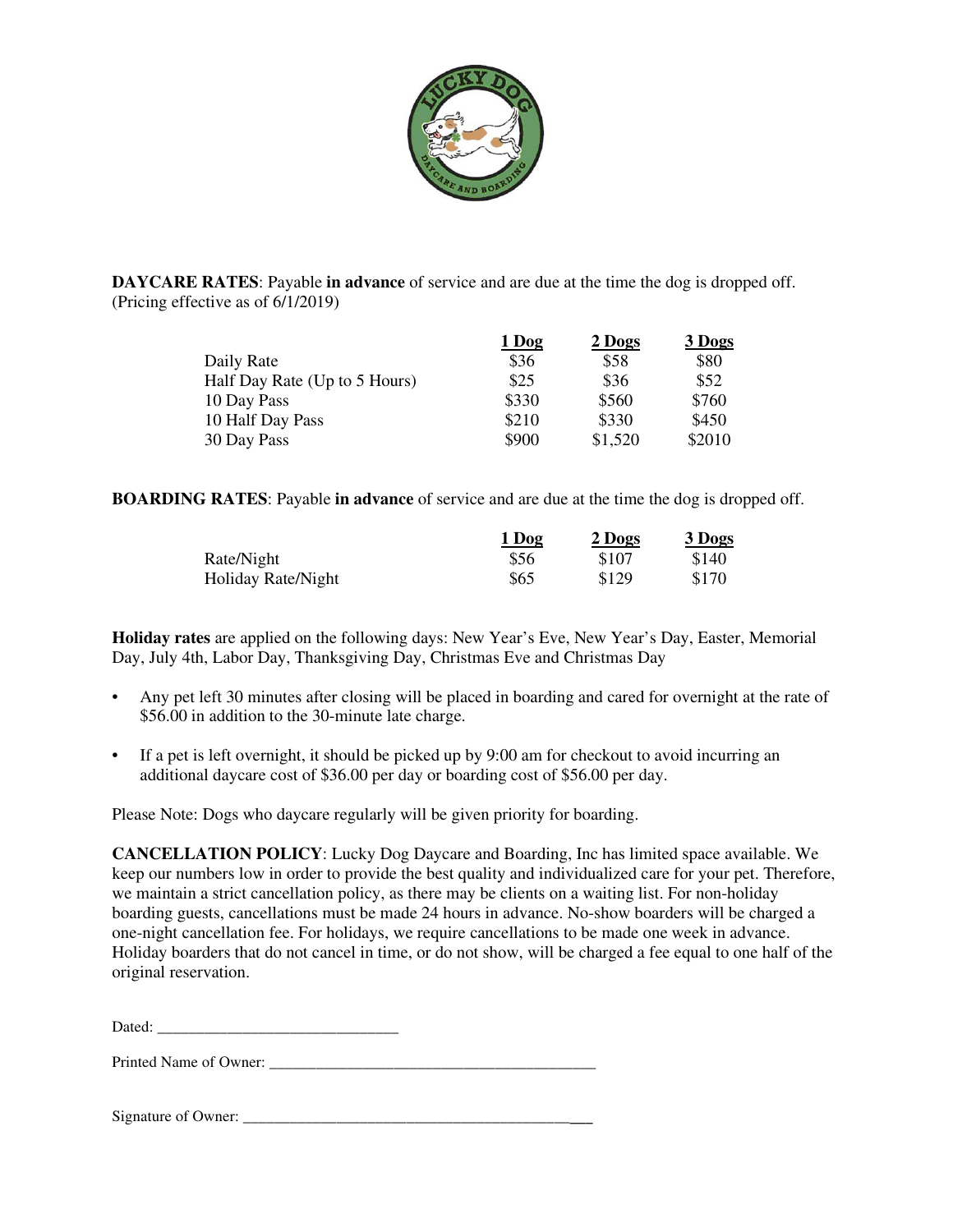**DAYCARE RATES**: Payable **in advance** of service and are due at the time the dog is dropped off. (Pricing effective as of 6/1/2019)

| | 1 Dog | 2 Dogs | 3 Dogs |
|---|---|---|---|
| Daily Rate | $36 | $58 | $80 |
| Half Day Rate (Up to 5 Hours) | $25 | $36 | $52 |
| 10 Day Pass | $330 | $560 | $760 |
| 10 Half Day Pass | $210 | $330 | $450 |
| 30 Day Pass | $900 | $1,520 | $2010 |

**BOARDING RATES**: Payable **in advance** of service and are due at the time the dog is dropped off.

| | 1 Dog | 2 Dogs | 3 Dogs |
|---|---|---|---|
| Rate/Night | $56 | $107 | $140 |
| Holiday Rate/Night | $65 | $129 | $170 |

**Holiday rates** are applied on the following days: New Year's Eve, New Year's Day, Easter, Memorial Day, July 4th, Labor Day, Thanksgiving Day, Christmas Eve and Christmas Day

- Any pet left 30 minutes after closing will be placed in boarding and cared for overnight at the rate of $56.00 in addition to the 30-minute late charge.
- If a pet is left overnight, it should be picked up by 9:00 am for checkout to avoid incurring an additional daycare cost of $36.00 per day or boarding cost of $56.00 per day.

Please Note: Dogs who daycare regularly will be given priority for boarding.

**CANCELLATION POLICY**: Lucky Dog Daycare and Boarding, Inc has limited space available. We keep our numbers low in order to provide the best quality and individualized care for your pet. Therefore, we maintain a strict cancellation policy, as there may be clients on a waiting list. For non-holiday boarding guests, cancellations must be made 24 hours in advance. No-show boarders will be charged a one-night cancellation fee. For holidays, we require cancellations to be made one week in advance. Holiday boarders that do not cancel in time, or do not show, will be charged a fee equal to one half of the original reservation.

Dated: ______________________________

Printed Name of Owner: ___________________________________________

Signature of Owner: ____________________________________________